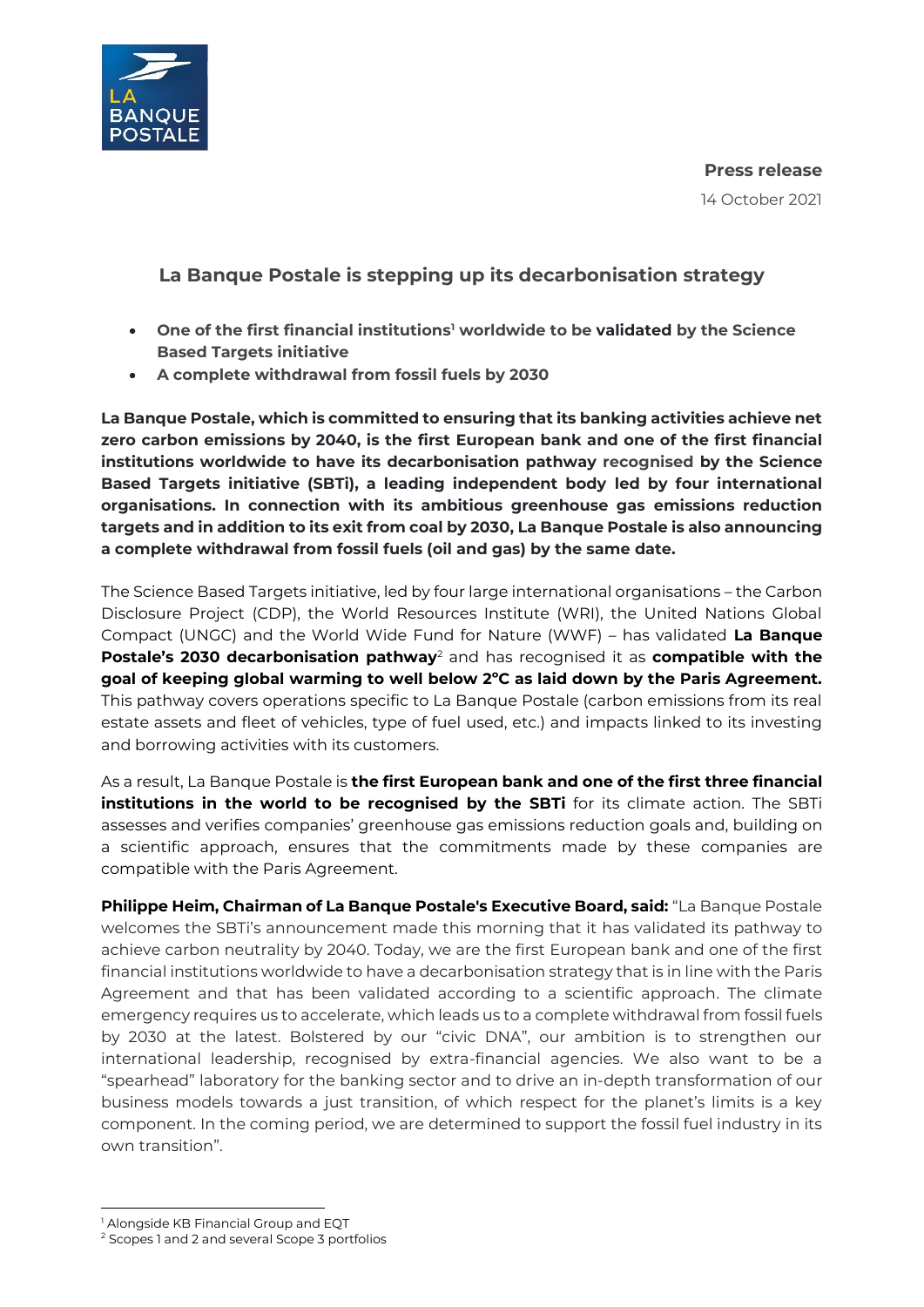**Press release**

14 October 2021

# La Banque Postale is stepping up its decarbonisation strategy

- **One of the first financial institutions[1] worldwide to be validated by the Science Based Targets initiative**
- **A complete withdrawal from fossil fuels by 2030**

**La Banque Postale, which is committed to ensuring that its banking activities achieve net zero carbon emissions by 2040, is the first European bank and one of the first financial institutions worldwide to have its decarbonisation pathway recognised by the Science Based Targets initiative (SBTi), a leading independent body led by four international organisations. In connection with its ambitious greenhouse gas emissions reduction targets and in addition to its exit from coal by 2030, La Banque Postale is also announcing a complete withdrawal from fossil fuels (oil and gas) by the same date.**

The Science Based Targets initiative, led by four large international organisations – the Carbon Disclosure Project (CDP), the World Resources Institute (WRI), the United Nations Global Compact (UNGC) and the World Wide Fund for Nature (WWF) – has validated **La Banque Postale's 2030 decarbonisation pathway**[2] and has recognised it as **compatible with the goal of keeping global warming to well below 2°C as laid down by the Paris Agreement.** This pathway covers operations specific to La Banque Postale (carbon emissions from its real estate assets and fleet of vehicles, type of fuel used, etc.) and impacts linked to its investing and borrowing activities with its customers.

As a result, La Banque Postale is **the first European bank and one of the first three financial institutions in the world to be recognised by the SBTi** for its climate action. The SBTi assesses and verifies companies' greenhouse gas emissions reduction goals and, building on a scientific approach, ensures that the commitments made by these companies are compatible with the Paris Agreement.

**Philippe Heim, Chairman of La Banque Postale's Executive Board, said:** "La Banque Postale welcomes the SBTi's announcement made this morning that it has validated its pathway to achieve carbon neutrality by 2040. Today, we are the first European bank and one of the first financial institutions worldwide to have a decarbonisation strategy that is in line with the Paris Agreement and that has been validated according to a scientific approach. The climate emergency requires us to accelerate, which leads us to a complete withdrawal from fossil fuels by 2030 at the latest. Bolstered by our "civic DNA", our ambition is to strengthen our international leadership, recognised by extra-financial agencies. We also want to be a "spearhead" laboratory for the banking sector and to drive an in-depth transformation of our business models towards a just transition, of which respect for the planet's limits is a key component. In the coming period, we are determined to support the fossil fuel industry in its own transition".

---

[1] Alongside KB Financial Group and EQT

[2] Scopes 1 and 2 and several Scope 3 portfolios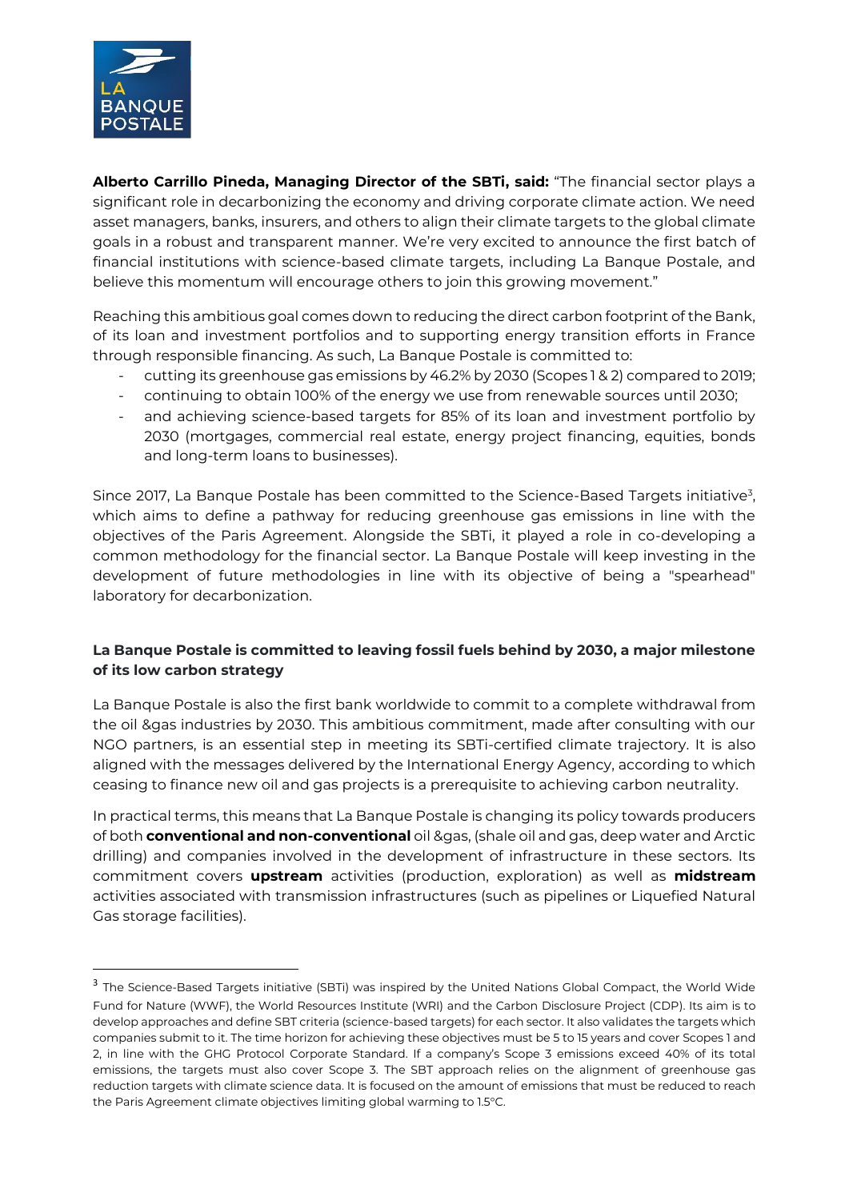**Alberto Carrillo Pineda, Managing Director of the SBTi, said:** "The financial sector plays a significant role in decarbonizing the economy and driving corporate climate action. We need asset managers, banks, insurers, and others to align their climate targets to the global climate goals in a robust and transparent manner. We're very excited to announce the first batch of financial institutions with science-based climate targets, including La Banque Postale, and believe this momentum will encourage others to join this growing movement."

Reaching this ambitious goal comes down to reducing the direct carbon footprint of the Bank, of its loan and investment portfolios and to supporting energy transition efforts in France through responsible financing. As such, La Banque Postale is committed to:

- cutting its greenhouse gas emissions by 46.2% by 2030 (Scopes 1 & 2) compared to 2019;
- continuing to obtain 100% of the energy we use from renewable sources until 2030;
- and achieving science-based targets for 85% of its loan and investment portfolio by 2030 (mortgages, commercial real estate, energy project financing, equities, bonds and long-term loans to businesses).

Since 2017, La Banque Postale has been committed to the Science-Based Targets initiative[3], which aims to define a pathway for reducing greenhouse gas emissions in line with the objectives of the Paris Agreement. Alongside the SBTi, it played a role in co-developing a common methodology for the financial sector. La Banque Postale will keep investing in the development of future methodologies in line with its objective of being a "spearhead" laboratory for decarbonization.

**La Banque Postale is committed to leaving fossil fuels behind by 2030, a major milestone of its low carbon strategy**

La Banque Postale is also the first bank worldwide to commit to a complete withdrawal from the oil &gas industries by 2030. This ambitious commitment, made after consulting with our NGO partners, is an essential step in meeting its SBTi-certified climate trajectory. It is also aligned with the messages delivered by the International Energy Agency, according to which ceasing to finance new oil and gas projects is a prerequisite to achieving carbon neutrality.

In practical terms, this means that La Banque Postale is changing its policy towards producers of both **conventional and non-conventional** oil &gas, (shale oil and gas, deep water and Arctic drilling) and companies involved in the development of infrastructure in these sectors. Its commitment covers **upstream** activities (production, exploration) as well as **midstream** activities associated with transmission infrastructures (such as pipelines or Liquefied Natural Gas storage facilities).

[3] The Science-Based Targets initiative (SBTi) was inspired by the United Nations Global Compact, the World Wide Fund for Nature (WWF), the World Resources Institute (WRI) and the Carbon Disclosure Project (CDP). Its aim is to develop approaches and define SBT criteria (science-based targets) for each sector. It also validates the targets which companies submit to it. The time horizon for achieving these objectives must be 5 to 15 years and cover Scopes 1 and 2, in line with the GHG Protocol Corporate Standard. If a company's Scope 3 emissions exceed 40% of its total emissions, the targets must also cover Scope 3. The SBT approach relies on the alignment of greenhouse gas reduction targets with climate science data. It is focused on the amount of emissions that must be reduced to reach the Paris Agreement climate objectives limiting global warming to 1.5°C.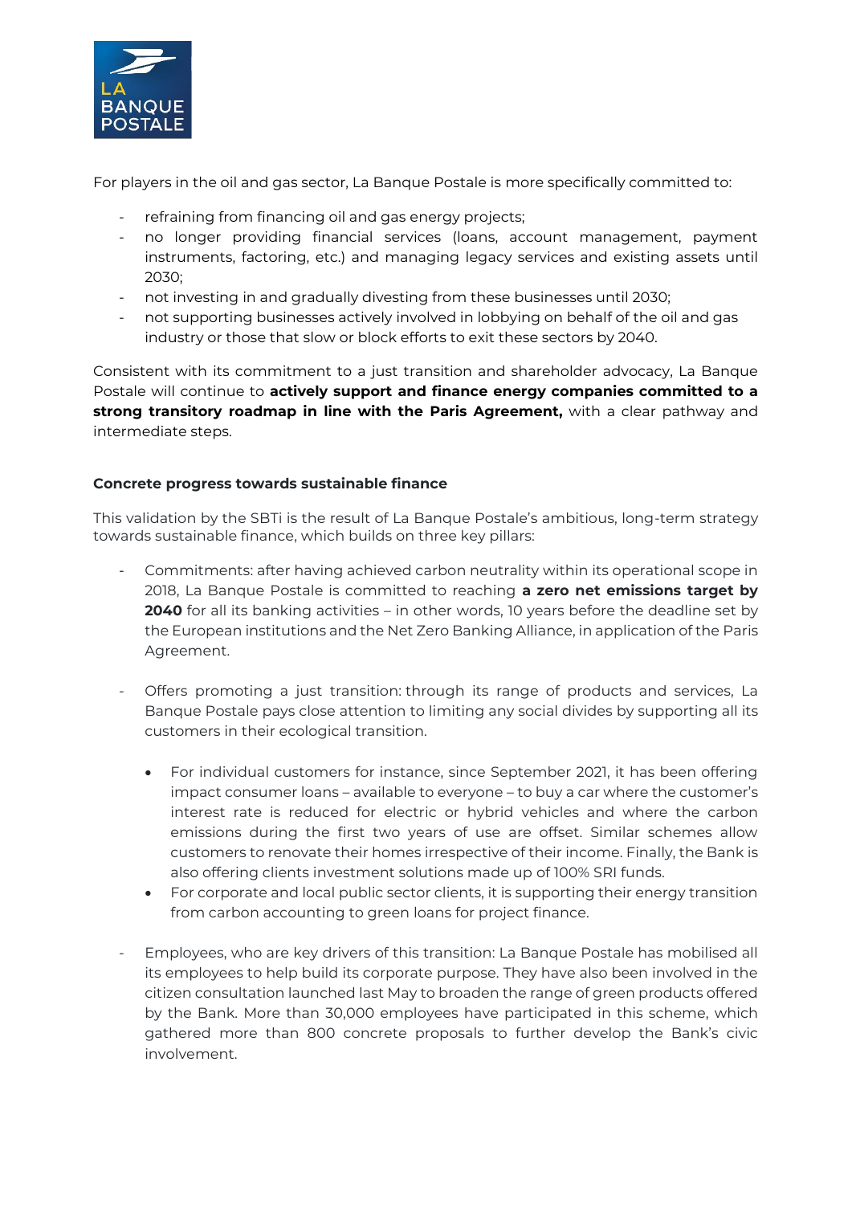For players in the oil and gas sector, La Banque Postale is more specifically committed to:

- refraining from financing oil and gas energy projects;
- no longer providing financial services (loans, account management, payment instruments, factoring, etc.) and managing legacy services and existing assets until 2030;
- not investing in and gradually divesting from these businesses until 2030;
- not supporting businesses actively involved in lobbying on behalf of the oil and gas industry or those that slow or block efforts to exit these sectors by 2040.

Consistent with its commitment to a just transition and shareholder advocacy, La Banque Postale will continue to **actively support and finance energy companies committed to a strong transitory roadmap in line with the Paris Agreement,** with a clear pathway and intermediate steps.

**Concrete progress towards sustainable finance**

This validation by the SBTi is the result of La Banque Postale's ambitious, long-term strategy towards sustainable finance, which builds on three key pillars:

- Commitments: after having achieved carbon neutrality within its operational scope in 2018, La Banque Postale is committed to reaching **a zero net emissions target by 2040** for all its banking activities – in other words, 10 years before the deadline set by the European institutions and the Net Zero Banking Alliance, in application of the Paris Agreement.

- Offers promoting a just transition: through its range of products and services, La Banque Postale pays close attention to limiting any social divides by supporting all its customers in their ecological transition.

  - For individual customers for instance, since September 2021, it has been offering impact consumer loans – available to everyone – to buy a car where the customer's interest rate is reduced for electric or hybrid vehicles and where the carbon emissions during the first two years of use are offset. Similar schemes allow customers to renovate their homes irrespective of their income. Finally, the Bank is also offering clients investment solutions made up of 100% SRI funds.
  - For corporate and local public sector clients, it is supporting their energy transition from carbon accounting to green loans for project finance.

- Employees, who are key drivers of this transition: La Banque Postale has mobilised all its employees to help build its corporate purpose. They have also been involved in the citizen consultation launched last May to broaden the range of green products offered by the Bank. More than 30,000 employees have participated in this scheme, which gathered more than 800 concrete proposals to further develop the Bank's civic involvement.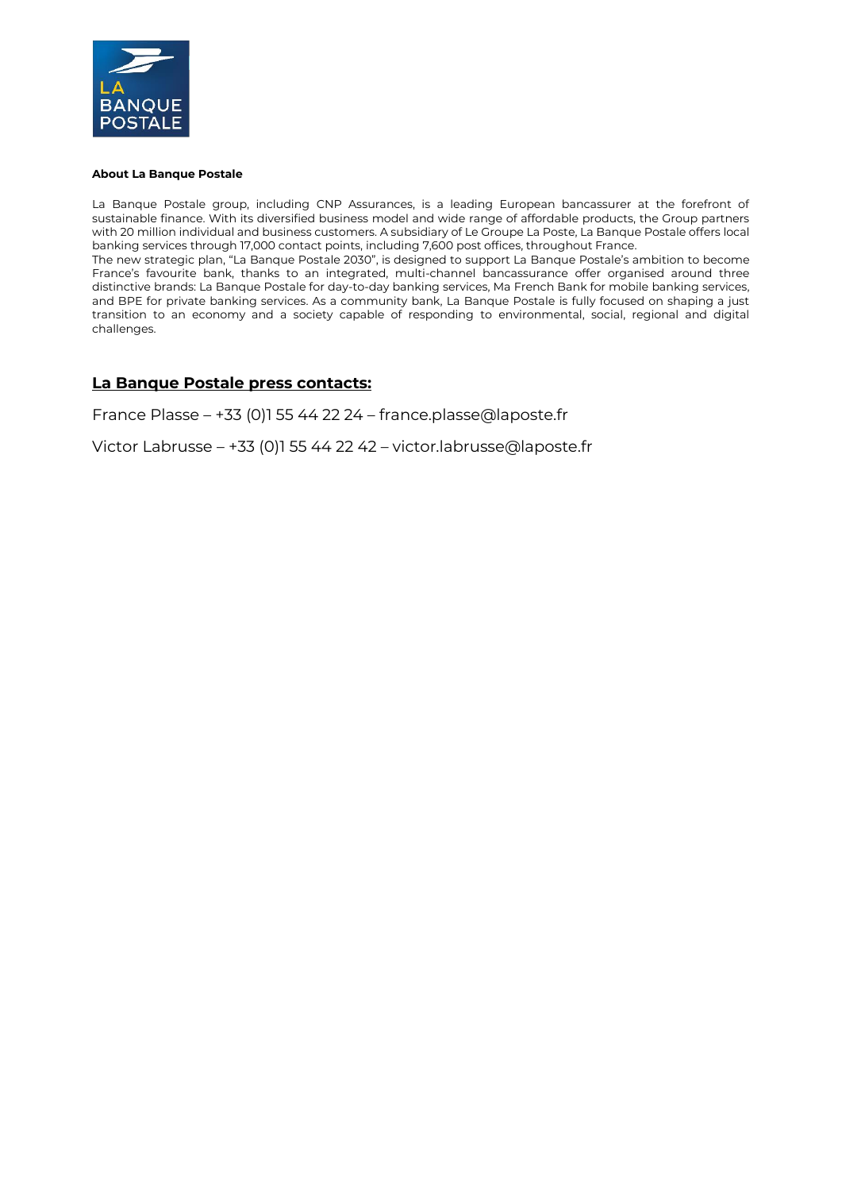**About La Banque Postale**

La Banque Postale group, including CNP Assurances, is a leading European bancassurer at the forefront of sustainable finance. With its diversified business model and wide range of affordable products, the Group partners with 20 million individual and business customers. A subsidiary of Le Groupe La Poste, La Banque Postale offers local banking services through 17,000 contact points, including 7,600 post offices, throughout France.
The new strategic plan, "La Banque Postale 2030", is designed to support La Banque Postale's ambition to become France's favourite bank, thanks to an integrated, multi-channel bancassurance offer organised around three distinctive brands: La Banque Postale for day-to-day banking services, Ma French Bank for mobile banking services, and BPE for private banking services. As a community bank, La Banque Postale is fully focused on shaping a just transition to an economy and a society capable of responding to environmental, social, regional and digital challenges.

## **La Banque Postale press contacts:**

France Plasse – +33 (0)1 55 44 22 24 – france.plasse@laposte.fr

Victor Labrusse – +33 (0)1 55 44 22 42 – victor.labrusse@laposte.fr